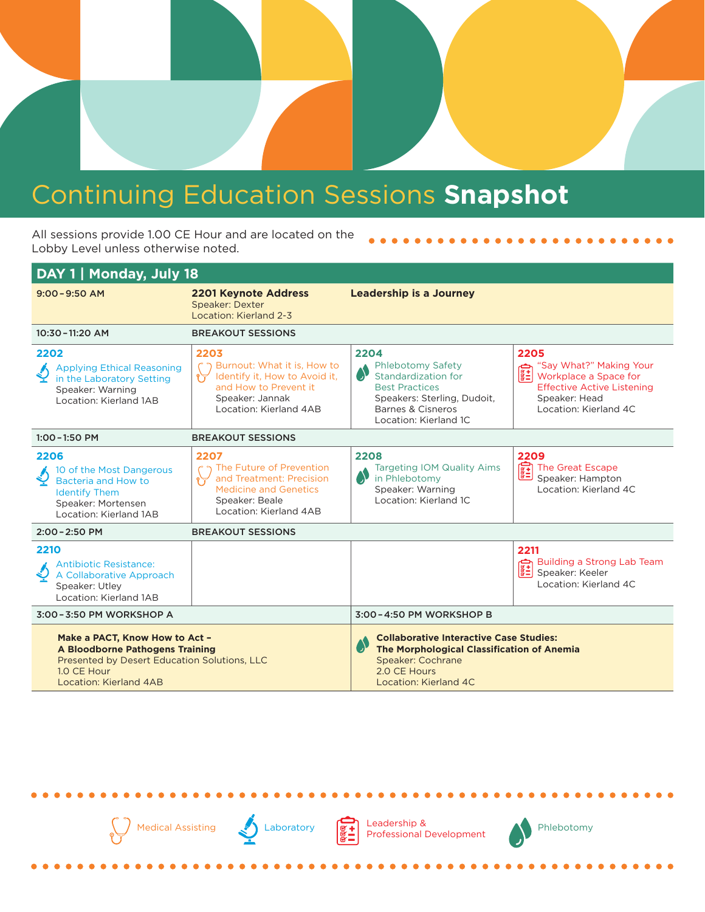# Continuing Education Sessions **Snapshot**

All sessions provide 1.00 CE Hour and are located on the Lobby Level unless otherwise noted.

## DAY 1 | Monday, July 18

**9:00 – 9:50 AM**

**2201 Keynote Address** — **Leadership is a Journey**
Speaker: Dexter
Location: Kierland 2-3

**10:30 – 11:20 AM — BREAKOUT SESSIONS**

| 2202 (Laboratory) | 2203 (Medical Assisting) | 2204 (Phlebotomy) | 2205 (Leadership & Professional Development) |
|---|---|---|---|
| Applying Ethical Reasoning in the Laboratory Setting<br>Speaker: Warning<br>Location: Kierland 1AB | Burnout: What it is, How to Identify it, How to Avoid it, and How to Prevent it<br>Speaker: Jannak<br>Location: Kierland 4AB | Phlebotomy Safety Standardization for Best Practices<br>Speakers: Sterling, Dudoit, Barnes & Cisneros<br>Location: Kierland 1C | "Say What?" Making Your Workplace a Space for Effective Active Listening<br>Speaker: Head<br>Location: Kierland 4C |

**1:00 – 1:50 PM — BREAKOUT SESSIONS**

| 2206 (Laboratory) | 2207 (Medical Assisting) | 2208 (Phlebotomy) | 2209 (Leadership & Professional Development) |
|---|---|---|---|
| 10 of the Most Dangerous Bacteria and How to Identify Them<br>Speaker: Mortensen<br>Location: Kierland 1AB | The Future of Prevention and Treatment: Precision Medicine and Genetics<br>Speaker: Beale<br>Location: Kierland 4AB | Targeting IOM Quality Aims in Phlebotomy<br>Speaker: Warning<br>Location: Kierland 1C | The Great Escape<br>Speaker: Hampton<br>Location: Kierland 4C |

**2:00 – 2:50 PM — BREAKOUT SESSIONS**

| 2210 (Laboratory) | | | 2211 (Leadership & Professional Development) |
|---|---|---|---|
| Antibiotic Resistance: A Collaborative Approach<br>Speaker: Utley<br>Location: Kierland 1AB | | | Building a Strong Lab Team<br>Speaker: Keeler<br>Location: Kierland 4C |

**3:00 – 3:50 PM WORKSHOP A**

**Make a PACT, Know How to Act – A Bloodborne Pathogens Training**
Presented by Desert Education Solutions, LLC
1.0 CE Hour
Location: Kierland 4AB

**3:00 – 4:50 PM WORKSHOP B** (Phlebotomy)

**Collaborative Interactive Case Studies: The Morphological Classification of Anemia**
Speaker: Cochrane
2.0 CE Hours
Location: Kierland 4C

Legend: Medical Assisting | Laboratory | Leadership & Professional Development | Phlebotomy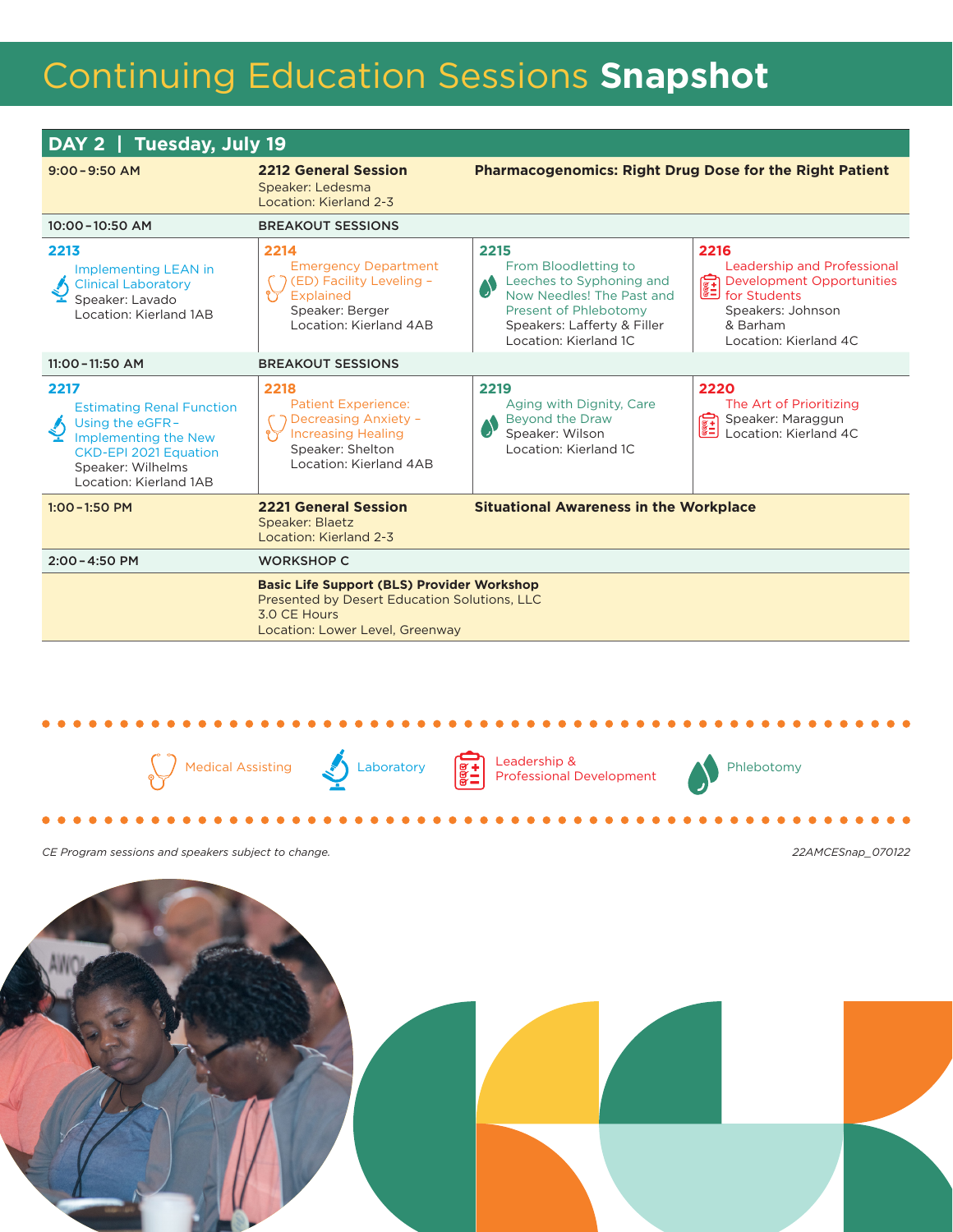# Continuing Education Sessions **Snapshot**

## DAY 2 | Tuesday, July 19

| | | | |
|---|---|---|---|
| 9:00–9:50 AM | **2212 General Session**<br>Speaker: Ledesma<br>Location: Kierland 2-3 | **Pharmacogenomics: Right Drug Dose for the Right Patient** | |
| 10:00–10:50 AM | BREAKOUT SESSIONS | | |
| **2213**<br>Implementing LEAN in Clinical Laboratory<br>Speaker: Lavado<br>Location: Kierland 1AB | **2214**<br>Emergency Department (ED) Facility Leveling – Explained<br>Speaker: Berger<br>Location: Kierland 4AB | **2215**<br>From Bloodletting to Leeches to Syphoning and Now Needles! The Past and Present of Phlebotomy<br>Speakers: Lafferty & Filler<br>Location: Kierland 1C | **2216**<br>Leadership and Professional Development Opportunities for Students<br>Speakers: Johnson & Barham<br>Location: Kierland 4C |
| 11:00–11:50 AM | BREAKOUT SESSIONS | | |
| **2217**<br>Estimating Renal Function Using the eGFR– Implementing the New CKD-EPI 2021 Equation<br>Speaker: Wilhelms<br>Location: Kierland 1AB | **2218**<br>Patient Experience: Decreasing Anxiety – Increasing Healing<br>Speaker: Shelton<br>Location: Kierland 4AB | **2219**<br>Aging with Dignity, Care Beyond the Draw<br>Speaker: Wilson<br>Location: Kierland 1C | **2220**<br>The Art of Prioritizing<br>Speaker: Maraggun<br>Location: Kierland 4C |
| 1:00–1:50 PM | **2221 General Session**<br>Speaker: Blaetz<br>Location: Kierland 2-3 | **Situational Awareness in the Workplace** | |
| 2:00–4:50 PM | WORKSHOP C | | |
| | **Basic Life Support (BLS) Provider Workshop**<br>Presented by Desert Education Solutions, LLC<br>3.0 CE Hours<br>Location: Lower Level, Greenway | | |

Medical Assisting | Laboratory | Leadership & Professional Development | Phlebotomy

*CE Program sessions and speakers subject to change.*

*22AMCESnap_070122*